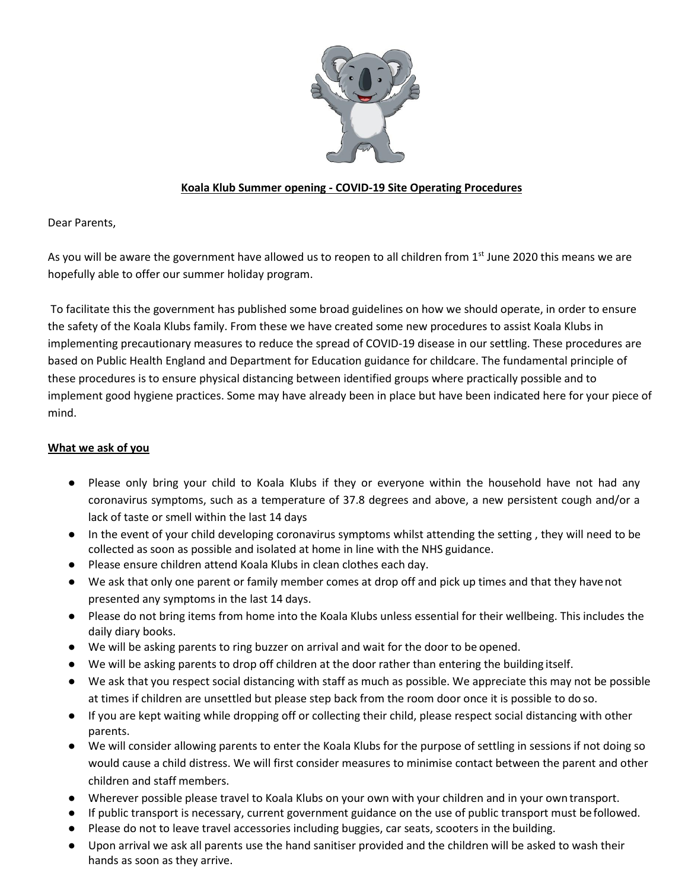**Koala Klub Summer opening - COVID-19 Site Operating Procedures**

Dear Parents,

As you will be aware the government have allowed us to reopen to all children from 1st June 2020 this means we are hopefully able to offer our summer holiday program.

To facilitate this the government has published some broad guidelines on how we should operate, in order to ensure the safety of the Koala Klubs family. From these we have created some new procedures to assist Koala Klubs in implementing precautionary measures to reduce the spread of COVID-19 disease in our setlling. These procedures are based on Public Health England and Department for Education guidance for childcare. The fundamental principle of these procedures is to ensure physical distancing between identified groups where practically possible and to implement good hygiene practices. Some may have already been in place but have been indicated here for your piece of mind.

**What we ask of you**

- Please only bring your child to Koala Klubs if they or everyone within the household have not had any coronavirus symptoms, such as a temperature of 37.8 degrees and above, a new persistent cough and/or a lack of taste or smell within the last 14 days
- In the event of your child developing coronavirus symptoms whilst attending the setting , they will need to be collected as soon as possible and isolated at home in line with the NHS guidance.
- Please ensure children attend Koala Klubs in clean clothes each day.
- We ask that only one parent or family member comes at drop off and pick up times and that they have not presented any symptoms in the last 14 days.
- Please do not bring items from home into the Koala Klubs unless essential for their wellbeing. This includes the daily diary books.
- We will be asking parents to ring buzzer on arrival and wait for the door to be opened.
- We will be asking parents to drop off children at the door rather than entering the building itself.
- We ask that you respect social distancing with staff as much as possible. We appreciate this may not be possible at times if children are unsettled but please step back from the room door once it is possible to do so.
- If you are kept waiting while dropping off or collecting their child, please respect social distancing with other parents.
- We will consider allowing parents to enter the Koala Klubs for the purpose of settling in sessions if not doing so would cause a child distress. We will first consider measures to minimise contact between the parent and other children and staff members.
- Wherever possible please travel to Koala Klubs on your own with your children and in your own transport.
- If public transport is necessary, current government guidance on the use of public transport must be followed.
- Please do not to leave travel accessories including buggies, car seats, scooters in the building.
- Upon arrival we ask all parents use the hand sanitiser provided and the children will be asked to wash their hands as soon as they arrive.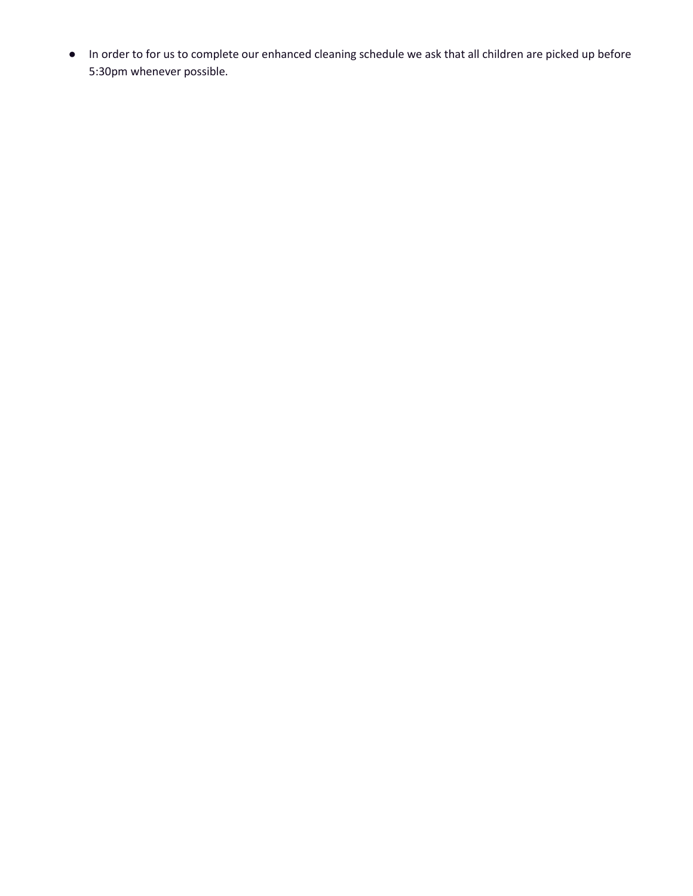- In order to for us to complete our enhanced cleaning schedule we ask that all children are picked up before 5:30pm whenever possible.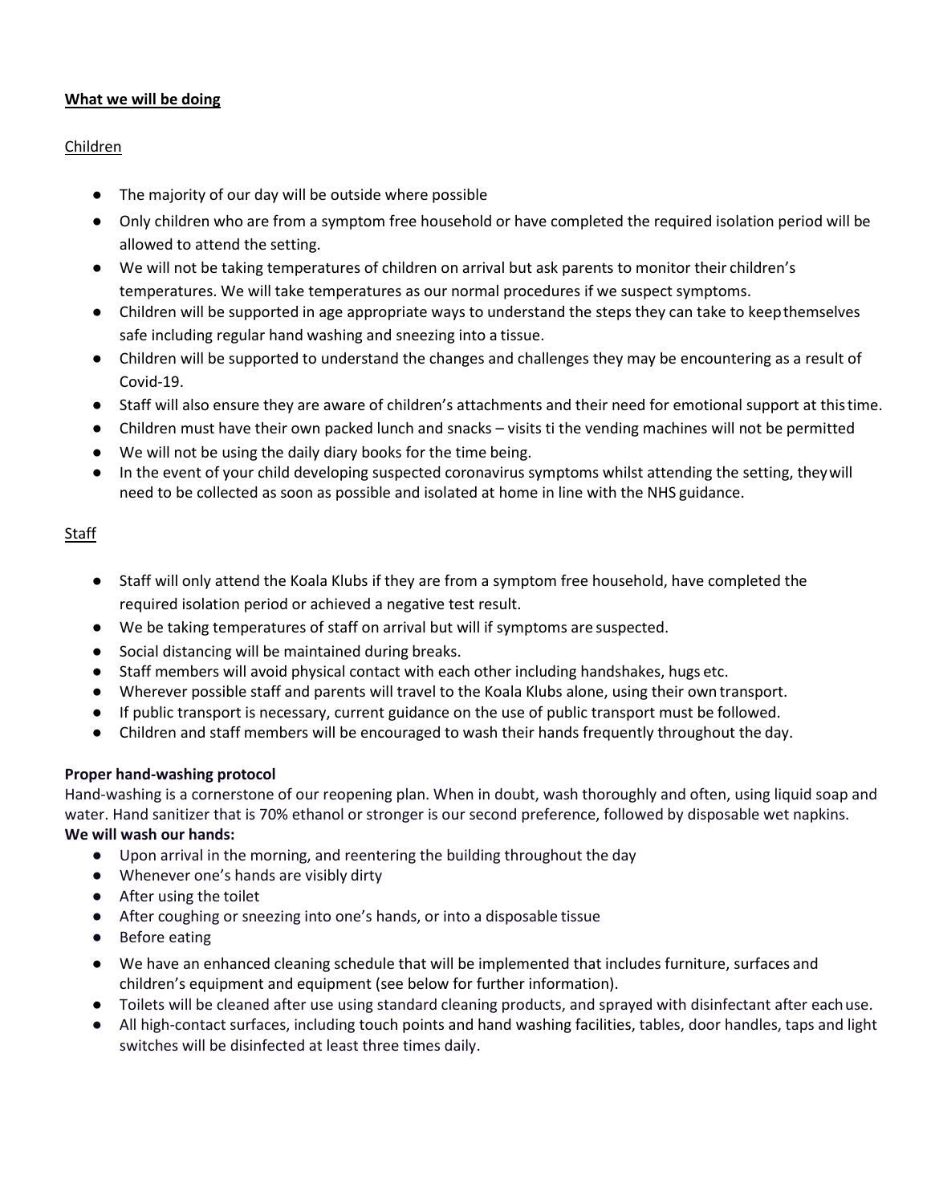**<u>What we will be doing</u>**

<u>Children</u>

- The majority of our day will be outside where possible
- Only children who are from a symptom free household or have completed the required isolation period will be allowed to attend the setting.
- We will not be taking temperatures of children on arrival but ask parents to monitor their children's temperatures. We will take temperatures as our normal procedures if we suspect symptoms.
- Children will be supported in age appropriate ways to understand the steps they can take to keep themselves safe including regular hand washing and sneezing into a tissue.
- Children will be supported to understand the changes and challenges they may be encountering as a result of Covid-19.
- Staff will also ensure they are aware of children's attachments and their need for emotional support at this time.
- Children must have their own packed lunch and snacks – visits ti the vending machines will not be permitted
- We will not be using the daily diary books for the time being.
- In the event of your child developing suspected coronavirus symptoms whilst attending the setting, they will need to be collected as soon as possible and isolated at home in line with the NHS guidance.

<u>Staff</u>

- Staff will only attend the Koala Klubs if they are from a symptom free household, have completed the required isolation period or achieved a negative test result.
- We be taking temperatures of staff on arrival but will if symptoms are suspected.
- Social distancing will be maintained during breaks.
- Staff members will avoid physical contact with each other including handshakes, hugs etc.
- Wherever possible staff and parents will travel to the Koala Klubs alone, using their own transport.
- If public transport is necessary, current guidance on the use of public transport must be followed.
- Children and staff members will be encouraged to wash their hands frequently throughout the day.

**Proper hand-washing protocol**

Hand-washing is a cornerstone of our reopening plan. When in doubt, wash thoroughly and often, using liquid soap and water. Hand sanitizer that is 70% ethanol or stronger is our second preference, followed by disposable wet napkins.

**We will wash our hands:**

- Upon arrival in the morning, and reentering the building throughout the day
- Whenever one's hands are visibly dirty
- After using the toilet
- After coughing or sneezing into one's hands, or into a disposable tissue
- Before eating
- We have an enhanced cleaning schedule that will be implemented that includes furniture, surfaces and children's equipment and equipment (see below for further information).
- Toilets will be cleaned after use using standard cleaning products, and sprayed with disinfectant after each use.
- All high-contact surfaces, including touch points and hand washing facilities, tables, door handles, taps and light switches will be disinfected at least three times daily.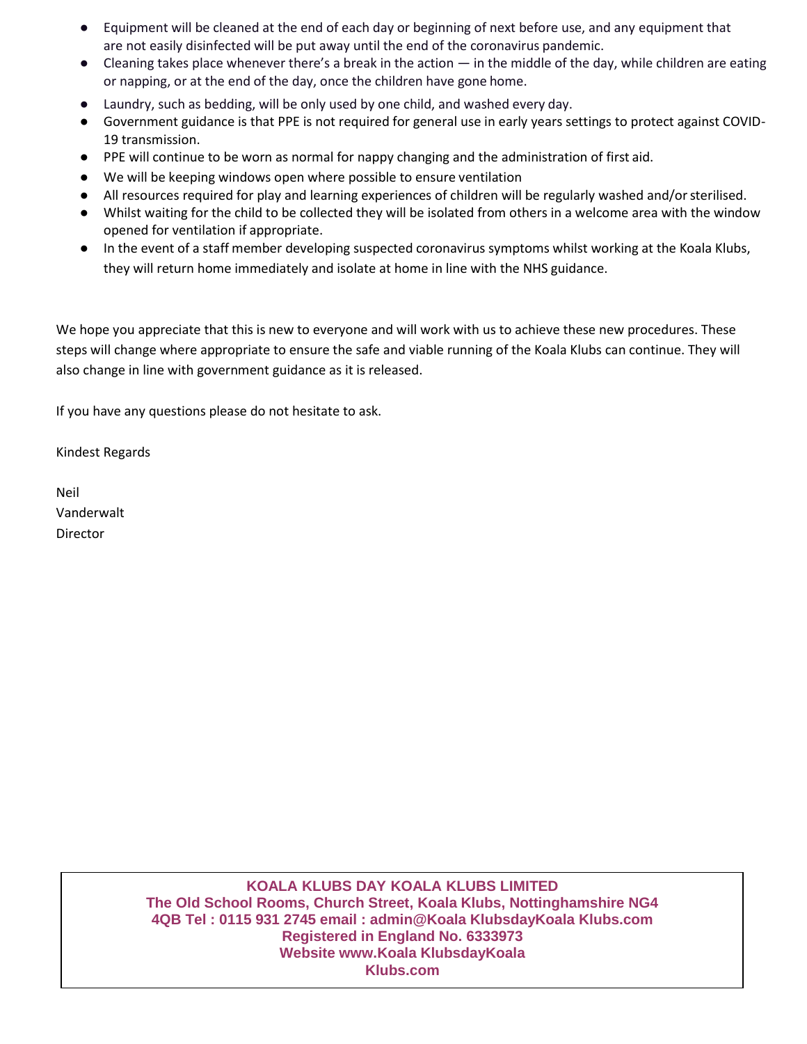- Equipment will be cleaned at the end of each day or beginning of next before use, and any equipment that are not easily disinfected will be put away until the end of the coronavirus pandemic.
- Cleaning takes place whenever there's a break in the action — in the middle of the day, while children are eating or napping, or at the end of the day, once the children have gone home.
- Laundry, such as bedding, will be only used by one child, and washed every day.
- Government guidance is that PPE is not required for general use in early years settings to protect against COVID-19 transmission.
- PPE will continue to be worn as normal for nappy changing and the administration of first aid.
- We will be keeping windows open where possible to ensure ventilation
- All resources required for play and learning experiences of children will be regularly washed and/or sterilised.
- Whilst waiting for the child to be collected they will be isolated from others in a welcome area with the window opened for ventilation if appropriate.
- In the event of a staff member developing suspected coronavirus symptoms whilst working at the Koala Klubs, they will return home immediately and isolate at home in line with the NHS guidance.

We hope you appreciate that this is new to everyone and will work with us to achieve these new procedures. These steps will change where appropriate to ensure the safe and viable running of the Koala Klubs can continue. They will also change in line with government guidance as it is released.

If you have any questions please do not hesitate to ask.

Kindest Regards

Neil
Vanderwalt
Director

**KOALA KLUBS DAY KOALA KLUBS LIMITED**
**The Old School Rooms, Church Street, Koala Klubs, Nottinghamshire NG4 4QB Tel : 0115 931 2745 email : admin@Koala KlubsdayKoala Klubs.com**
**Registered in England No. 6333973**
**Website www.Koala KlubsdayKoala Klubs.com**